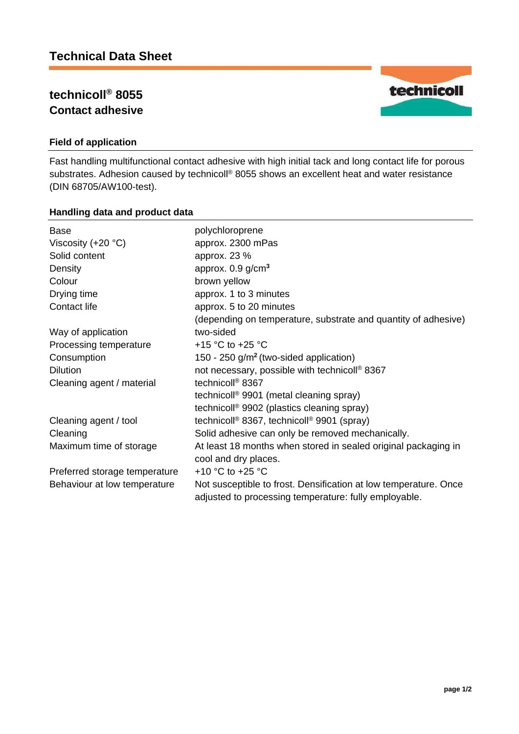# Technical Data Sheet

## technicoll® 8055
## Contact adhesive

### Field of application

Fast handling multifunctional contact adhesive with high initial tack and long contact life for porous substrates. Adhesion caused by technicoll® 8055 shows an excellent heat and water resistance (DIN 68705/AW100-test).

### Handling data and product data

| | |
|---|---|
| Base | polychloroprene |
| Viscosity (+20 °C) | approx. 2300 mPas |
| Solid content | approx. 23 % |
| Density | approx. 0.9 g/cm³ |
| Colour | brown yellow |
| Drying time | approx. 1 to 3 minutes |
| Contact life | approx. 5 to 20 minutes (depending on temperature, substrate and quantity of adhesive) |
| Way of application | two-sided |
| Processing temperature | +15 °C to +25 °C |
| Consumption | 150 - 250 g/m² (two-sided application) |
| Dilution | not necessary, possible with technicoll® 8367 |
| Cleaning agent / material | technicoll® 8367<br>technicoll® 9901 (metal cleaning spray)<br>technicoll® 9902 (plastics cleaning spray) |
| Cleaning agent / tool | technicoll® 8367, technicoll® 9901 (spray) |
| Cleaning | Solid adhesive can only be removed mechanically. |
| Maximum time of storage | At least 18 months when stored in sealed original packaging in cool and dry places. |
| Preferred storage temperature | +10 °C to +25 °C |
| Behaviour at low temperature | Not susceptible to frost. Densification at low temperature. Once adjusted to processing temperature: fully employable. |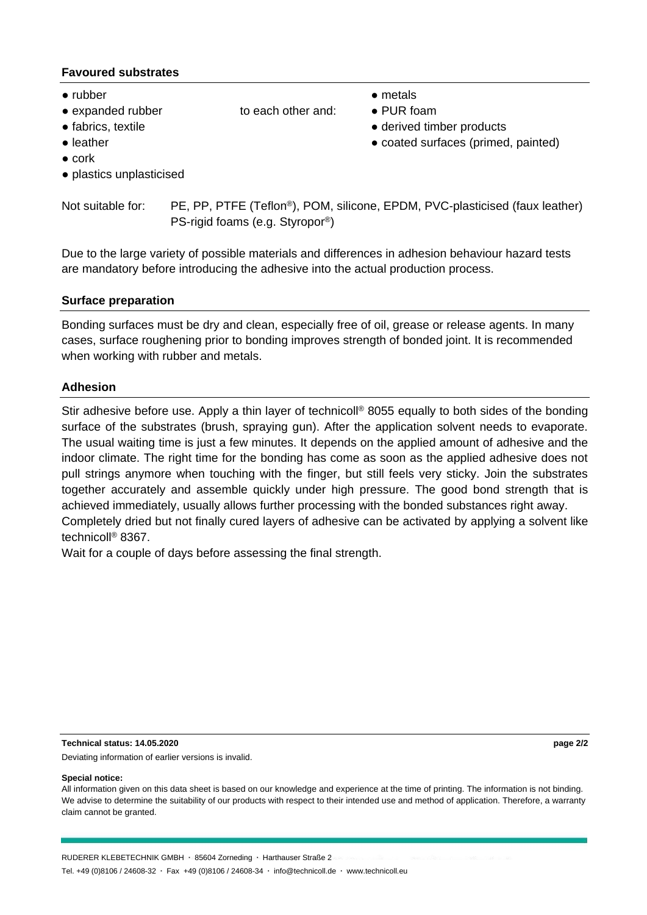## Favoured substrates

- rubber
- expanded rubber
- fabrics, textile
- leather
- cork
- plastics unplasticised

to each other and:

- metals
- PUR foam
- derived timber products
- coated surfaces (primed, painted)

Not suitable for: PE, PP, PTFE (Teflon®), POM, silicone, EPDM, PVC-plasticised (faux leather) PS-rigid foams (e.g. Styropor®)

Due to the large variety of possible materials and differences in adhesion behaviour hazard tests are mandatory before introducing the adhesive into the actual production process.

## Surface preparation

Bonding surfaces must be dry and clean, especially free of oil, grease or release agents. In many cases, surface roughening prior to bonding improves strength of bonded joint. It is recommended when working with rubber and metals.

## Adhesion

Stir adhesive before use. Apply a thin layer of technicoll® 8055 equally to both sides of the bonding surface of the substrates (brush, spraying gun). After the application solvent needs to evaporate. The usual waiting time is just a few minutes. It depends on the applied amount of adhesive and the indoor climate. The right time for the bonding has come as soon as the applied adhesive does not pull strings anymore when touching with the finger, but still feels very sticky. Join the substrates together accurately and assemble quickly under high pressure. The good bond strength that is achieved immediately, usually allows further processing with the bonded substances right away.
Completely dried but not finally cured layers of adhesive can be activated by applying a solvent like technicoll® 8367.
Wait for a couple of days before assessing the final strength.

**Technical status: 14.05.2020**

Deviating information of earlier versions is invalid.

**Special notice:**
All information given on this data sheet is based on our knowledge and experience at the time of printing. The information is not binding. We advise to determine the suitability of our products with respect to their intended use and method of application. Therefore, a warranty claim cannot be granted.

RUDERER KLEBETECHNIK GMBH · 85604 Zorneding · Harthauser Straße 2
Tel. +49 (0)8106 / 24608-32 · Fax +49 (0)8106 / 24608-34 · info@technicoll.de · www.technicoll.eu